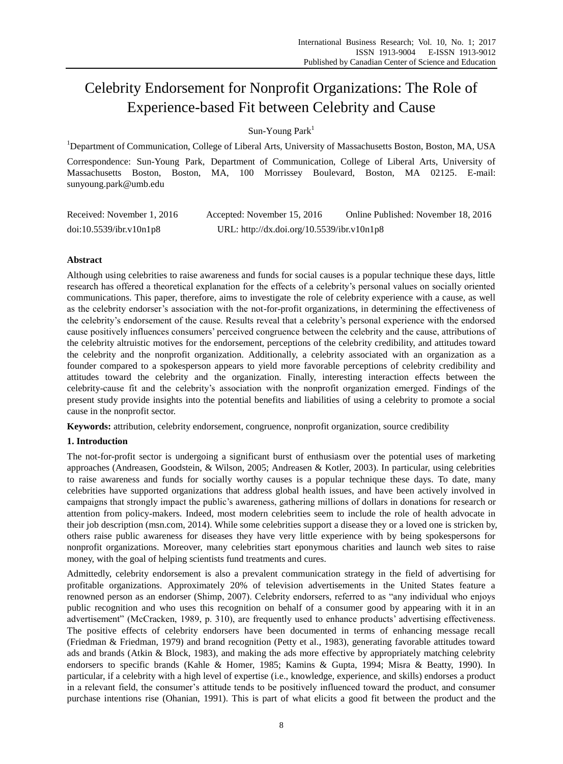# Celebrity Endorsement for Nonprofit Organizations: The Role of Experience-based Fit between Celebrity and Cause

Sun-Young Park[1]

[1]Department of Communication, College of Liberal Arts, University of Massachusetts Boston, Boston, MA, USA

Correspondence: Sun-Young Park, Department of Communication, College of Liberal Arts, University of Massachusetts Boston, Boston, MA, 100 Morrissey Boulevard, Boston, MA 02125. E-mail: sunyoung.park@umb.edu

Received: November 1, 2016 Accepted: November 15, 2016 Online Published: November 18, 2016

doi:10.5539/ibr.v10n1p8 URL: http://dx.doi.org/10.5539/ibr.v10n1p8

## Abstract

Although using celebrities to raise awareness and funds for social causes is a popular technique these days, little research has offered a theoretical explanation for the effects of a celebrity's personal values on socially oriented communications. This paper, therefore, aims to investigate the role of celebrity experience with a cause, as well as the celebrity endorser's association with the not-for-profit organizations, in determining the effectiveness of the celebrity's endorsement of the cause. Results reveal that a celebrity's personal experience with the endorsed cause positively influences consumers' perceived congruence between the celebrity and the cause, attributions of the celebrity altruistic motives for the endorsement, perceptions of the celebrity credibility, and attitudes toward the celebrity and the nonprofit organization. Additionally, a celebrity associated with an organization as a founder compared to a spokesperson appears to yield more favorable perceptions of celebrity credibility and attitudes toward the celebrity and the organization. Finally, interesting interaction effects between the celebrity-cause fit and the celebrity's association with the nonprofit organization emerged. Findings of the present study provide insights into the potential benefits and liabilities of using a celebrity to promote a social cause in the nonprofit sector.

**Keywords:** attribution, celebrity endorsement, congruence, nonprofit organization, source credibility

## 1. Introduction

The not-for-profit sector is undergoing a significant burst of enthusiasm over the potential uses of marketing approaches (Andreasen, Goodstein, & Wilson, 2005; Andreasen & Kotler, 2003). In particular, using celebrities to raise awareness and funds for socially worthy causes is a popular technique these days. To date, many celebrities have supported organizations that address global health issues, and have been actively involved in campaigns that strongly impact the public's awareness, gathering millions of dollars in donations for research or attention from policy-makers. Indeed, most modern celebrities seem to include the role of health advocate in their job description (msn.com, 2014). While some celebrities support a disease they or a loved one is stricken by, others raise public awareness for diseases they have very little experience with by being spokespersons for nonprofit organizations. Moreover, many celebrities start eponymous charities and launch web sites to raise money, with the goal of helping scientists fund treatments and cures.

Admittedly, celebrity endorsement is also a prevalent communication strategy in the field of advertising for profitable organizations. Approximately 20% of television advertisements in the United States feature a renowned person as an endorser (Shimp, 2007). Celebrity endorsers, referred to as "any individual who enjoys public recognition and who uses this recognition on behalf of a consumer good by appearing with it in an advertisement" (McCracken, 1989, p. 310), are frequently used to enhance products' advertising effectiveness. The positive effects of celebrity endorsers have been documented in terms of enhancing message recall (Friedman & Friedman, 1979) and brand recognition (Petty et al., 1983), generating favorable attitudes toward ads and brands (Atkin & Block, 1983), and making the ads more effective by appropriately matching celebrity endorsers to specific brands (Kahle & Homer, 1985; Kamins & Gupta, 1994; Misra & Beatty, 1990). In particular, if a celebrity with a high level of expertise (i.e., knowledge, experience, and skills) endorses a product in a relevant field, the consumer's attitude tends to be positively influenced toward the product, and consumer purchase intentions rise (Ohanian, 1991). This is part of what elicits a good fit between the product and the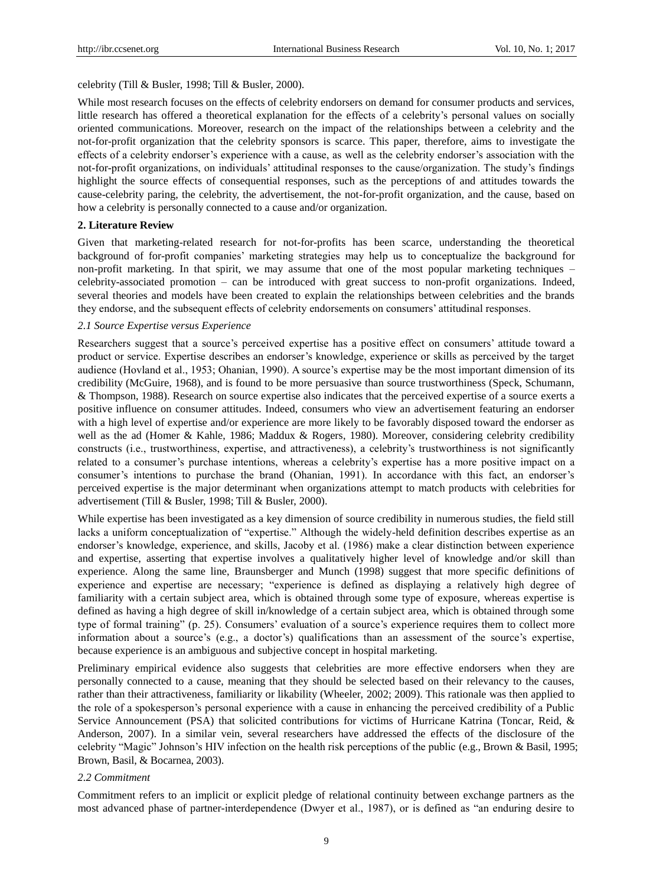celebrity (Till & Busler, 1998; Till & Busler, 2000).

While most research focuses on the effects of celebrity endorsers on demand for consumer products and services, little research has offered a theoretical explanation for the effects of a celebrity's personal values on socially oriented communications. Moreover, research on the impact of the relationships between a celebrity and the not-for-profit organization that the celebrity sponsors is scarce. This paper, therefore, aims to investigate the effects of a celebrity endorser's experience with a cause, as well as the celebrity endorser's association with the not-for-profit organizations, on individuals' attitudinal responses to the cause/organization. The study's findings highlight the source effects of consequential responses, such as the perceptions of and attitudes towards the cause-celebrity paring, the celebrity, the advertisement, the not-for-profit organization, and the cause, based on how a celebrity is personally connected to a cause and/or organization.

## 2. Literature Review

Given that marketing-related research for not-for-profits has been scarce, understanding the theoretical background of for-profit companies' marketing strategies may help us to conceptualize the background for non-profit marketing. In that spirit, we may assume that one of the most popular marketing techniques – celebrity-associated promotion – can be introduced with great success to non-profit organizations. Indeed, several theories and models have been created to explain the relationships between celebrities and the brands they endorse, and the subsequent effects of celebrity endorsements on consumers' attitudinal responses.

### *2.1 Source Expertise versus Experience*

Researchers suggest that a source's perceived expertise has a positive effect on consumers' attitude toward a product or service. Expertise describes an endorser's knowledge, experience or skills as perceived by the target audience (Hovland et al., 1953; Ohanian, 1990). A source's expertise may be the most important dimension of its credibility (McGuire, 1968), and is found to be more persuasive than source trustworthiness (Speck, Schumann, & Thompson, 1988). Research on source expertise also indicates that the perceived expertise of a source exerts a positive influence on consumer attitudes. Indeed, consumers who view an advertisement featuring an endorser with a high level of expertise and/or experience are more likely to be favorably disposed toward the endorser as well as the ad (Homer & Kahle, 1986; Maddux & Rogers, 1980). Moreover, considering celebrity credibility constructs (i.e., trustworthiness, expertise, and attractiveness), a celebrity's trustworthiness is not significantly related to a consumer's purchase intentions, whereas a celebrity's expertise has a more positive impact on a consumer's intentions to purchase the brand (Ohanian, 1991). In accordance with this fact, an endorser's perceived expertise is the major determinant when organizations attempt to match products with celebrities for advertisement (Till & Busler, 1998; Till & Busler, 2000).

While expertise has been investigated as a key dimension of source credibility in numerous studies, the field still lacks a uniform conceptualization of "expertise." Although the widely-held definition describes expertise as an endorser's knowledge, experience, and skills, Jacoby et al. (1986) make a clear distinction between experience and expertise, asserting that expertise involves a qualitatively higher level of knowledge and/or skill than experience. Along the same line, Braunsberger and Munch (1998) suggest that more specific definitions of experience and expertise are necessary; "experience is defined as displaying a relatively high degree of familiarity with a certain subject area, which is obtained through some type of exposure, whereas expertise is defined as having a high degree of skill in/knowledge of a certain subject area, which is obtained through some type of formal training" (p. 25). Consumers' evaluation of a source's experience requires them to collect more information about a source's (e.g., a doctor's) qualifications than an assessment of the source's expertise, because experience is an ambiguous and subjective concept in hospital marketing.

Preliminary empirical evidence also suggests that celebrities are more effective endorsers when they are personally connected to a cause, meaning that they should be selected based on their relevancy to the causes, rather than their attractiveness, familiarity or likability (Wheeler, 2002; 2009). This rationale was then applied to the role of a spokesperson's personal experience with a cause in enhancing the perceived credibility of a Public Service Announcement (PSA) that solicited contributions for victims of Hurricane Katrina (Toncar, Reid, & Anderson, 2007). In a similar vein, several researchers have addressed the effects of the disclosure of the celebrity "Magic" Johnson's HIV infection on the health risk perceptions of the public (e.g., Brown & Basil, 1995; Brown, Basil, & Bocarnea, 2003).

### *2.2 Commitment*

Commitment refers to an implicit or explicit pledge of relational continuity between exchange partners as the most advanced phase of partner-interdependence (Dwyer et al., 1987), or is defined as "an enduring desire to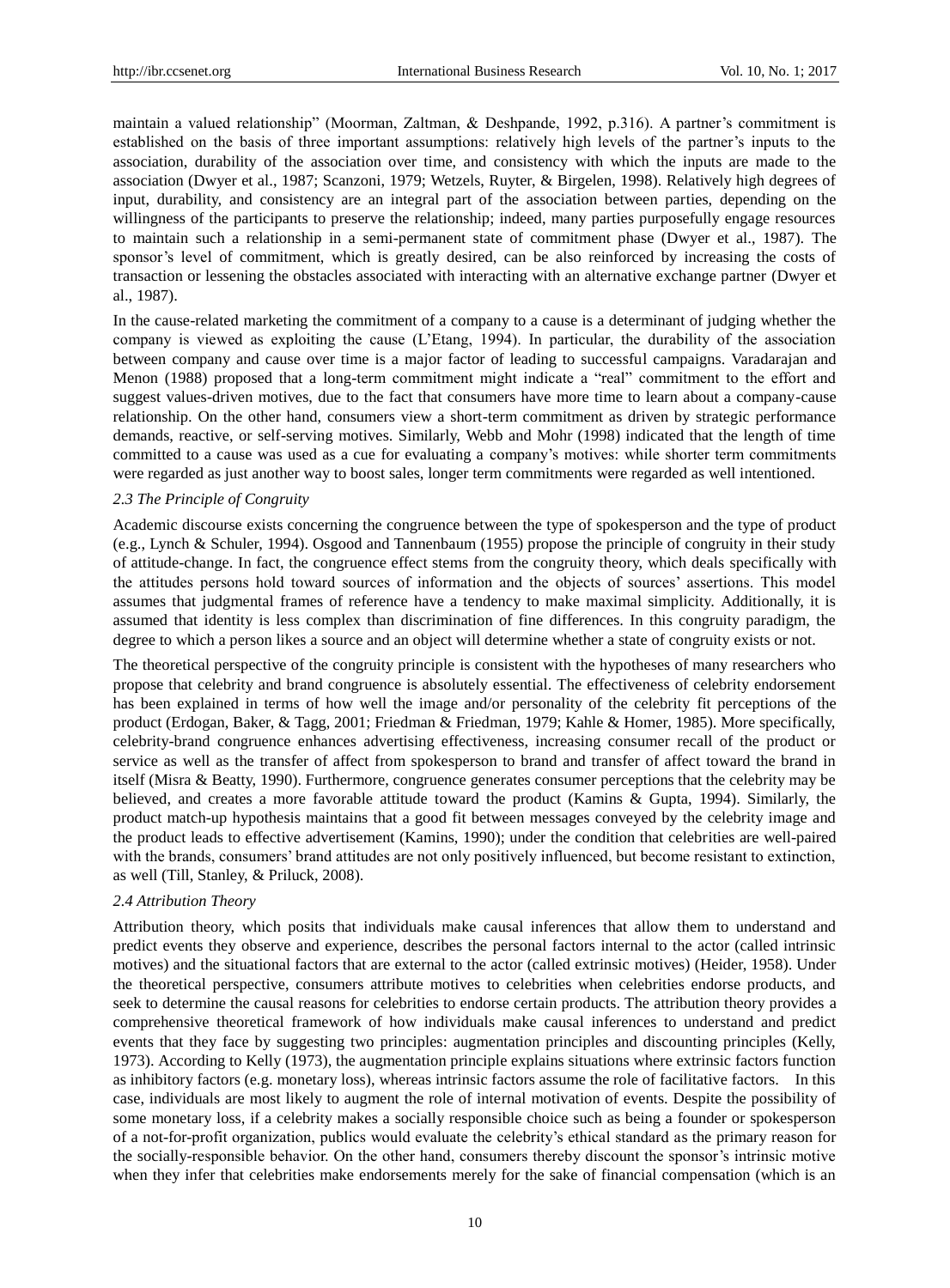maintain a valued relationship" (Moorman, Zaltman, & Deshpande, 1992, p.316). A partner's commitment is established on the basis of three important assumptions: relatively high levels of the partner's inputs to the association, durability of the association over time, and consistency with which the inputs are made to the association (Dwyer et al., 1987; Scanzoni, 1979; Wetzels, Ruyter, & Birgelen, 1998). Relatively high degrees of input, durability, and consistency are an integral part of the association between parties, depending on the willingness of the participants to preserve the relationship; indeed, many parties purposefully engage resources to maintain such a relationship in a semi-permanent state of commitment phase (Dwyer et al., 1987). The sponsor's level of commitment, which is greatly desired, can be also reinforced by increasing the costs of transaction or lessening the obstacles associated with interacting with an alternative exchange partner (Dwyer et al., 1987).

In the cause-related marketing the commitment of a company to a cause is a determinant of judging whether the company is viewed as exploiting the cause (L'Etang, 1994). In particular, the durability of the association between company and cause over time is a major factor of leading to successful campaigns. Varadarajan and Menon (1988) proposed that a long-term commitment might indicate a "real" commitment to the effort and suggest values-driven motives, due to the fact that consumers have more time to learn about a company-cause relationship. On the other hand, consumers view a short-term commitment as driven by strategic performance demands, reactive, or self-serving motives. Similarly, Webb and Mohr (1998) indicated that the length of time committed to a cause was used as a cue for evaluating a company's motives: while shorter term commitments were regarded as just another way to boost sales, longer term commitments were regarded as well intentioned.

### 2.3 The Principle of Congruity

Academic discourse exists concerning the congruence between the type of spokesperson and the type of product (e.g., Lynch & Schuler, 1994). Osgood and Tannenbaum (1955) propose the principle of congruity in their study of attitude-change. In fact, the congruence effect stems from the congruity theory, which deals specifically with the attitudes persons hold toward sources of information and the objects of sources' assertions. This model assumes that judgmental frames of reference have a tendency to make maximal simplicity. Additionally, it is assumed that identity is less complex than discrimination of fine differences. In this congruity paradigm, the degree to which a person likes a source and an object will determine whether a state of congruity exists or not.

The theoretical perspective of the congruity principle is consistent with the hypotheses of many researchers who propose that celebrity and brand congruence is absolutely essential. The effectiveness of celebrity endorsement has been explained in terms of how well the image and/or personality of the celebrity fit perceptions of the product (Erdogan, Baker, & Tagg, 2001; Friedman & Friedman, 1979; Kahle & Homer, 1985). More specifically, celebrity-brand congruence enhances advertising effectiveness, increasing consumer recall of the product or service as well as the transfer of affect from spokesperson to brand and transfer of affect toward the brand in itself (Misra & Beatty, 1990). Furthermore, congruence generates consumer perceptions that the celebrity may be believed, and creates a more favorable attitude toward the product (Kamins & Gupta, 1994). Similarly, the product match-up hypothesis maintains that a good fit between messages conveyed by the celebrity image and the product leads to effective advertisement (Kamins, 1990); under the condition that celebrities are well-paired with the brands, consumers' brand attitudes are not only positively influenced, but become resistant to extinction, as well (Till, Stanley, & Priluck, 2008).

### 2.4 Attribution Theory

Attribution theory, which posits that individuals make causal inferences that allow them to understand and predict events they observe and experience, describes the personal factors internal to the actor (called intrinsic motives) and the situational factors that are external to the actor (called extrinsic motives) (Heider, 1958). Under the theoretical perspective, consumers attribute motives to celebrities when celebrities endorse products, and seek to determine the causal reasons for celebrities to endorse certain products. The attribution theory provides a comprehensive theoretical framework of how individuals make causal inferences to understand and predict events that they face by suggesting two principles: augmentation principles and discounting principles (Kelly, 1973). According to Kelly (1973), the augmentation principle explains situations where extrinsic factors function as inhibitory factors (e.g. monetary loss), whereas intrinsic factors assume the role of facilitative factors. In this case, individuals are most likely to augment the role of internal motivation of events. Despite the possibility of some monetary loss, if a celebrity makes a socially responsible choice such as being a founder or spokesperson of a not-for-profit organization, publics would evaluate the celebrity's ethical standard as the primary reason for the socially-responsible behavior. On the other hand, consumers thereby discount the sponsor's intrinsic motive when they infer that celebrities make endorsements merely for the sake of financial compensation (which is an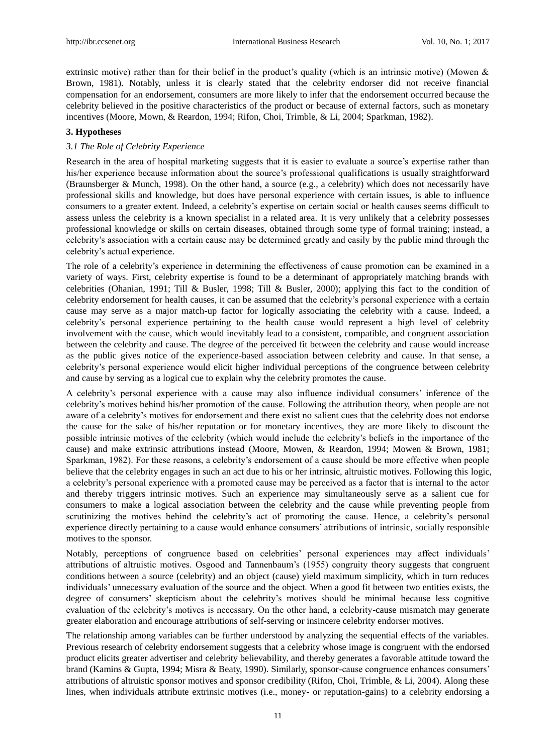extrinsic motive) rather than for their belief in the product's quality (which is an intrinsic motive) (Mowen & Brown, 1981). Notably, unless it is clearly stated that the celebrity endorser did not receive financial compensation for an endorsement, consumers are more likely to infer that the endorsement occurred because the celebrity believed in the positive characteristics of the product or because of external factors, such as monetary incentives (Moore, Mown, & Reardon, 1994; Rifon, Choi, Trimble, & Li, 2004; Sparkman, 1982).

## 3. Hypotheses

### *3.1 The Role of Celebrity Experience*

Research in the area of hospital marketing suggests that it is easier to evaluate a source's expertise rather than his/her experience because information about the source's professional qualifications is usually straightforward (Braunsberger & Munch, 1998). On the other hand, a source (e.g., a celebrity) which does not necessarily have professional skills and knowledge, but does have personal experience with certain issues, is able to influence consumers to a greater extent. Indeed, a celebrity's expertise on certain social or health causes seems difficult to assess unless the celebrity is a known specialist in a related area. It is very unlikely that a celebrity possesses professional knowledge or skills on certain diseases, obtained through some type of formal training; instead, a celebrity's association with a certain cause may be determined greatly and easily by the public mind through the celebrity's actual experience.

The role of a celebrity's experience in determining the effectiveness of cause promotion can be examined in a variety of ways. First, celebrity expertise is found to be a determinant of appropriately matching brands with celebrities (Ohanian, 1991; Till & Busler, 1998; Till & Busler, 2000); applying this fact to the condition of celebrity endorsement for health causes, it can be assumed that the celebrity's personal experience with a certain cause may serve as a major match-up factor for logically associating the celebrity with a cause. Indeed, a celebrity's personal experience pertaining to the health cause would represent a high level of celebrity involvement with the cause, which would inevitably lead to a consistent, compatible, and congruent association between the celebrity and cause. The degree of the perceived fit between the celebrity and cause would increase as the public gives notice of the experience-based association between celebrity and cause. In that sense, a celebrity's personal experience would elicit higher individual perceptions of the congruence between celebrity and cause by serving as a logical cue to explain why the celebrity promotes the cause.

A celebrity's personal experience with a cause may also influence individual consumers' inference of the celebrity's motives behind his/her promotion of the cause. Following the attribution theory, when people are not aware of a celebrity's motives for endorsement and there exist no salient cues that the celebrity does not endorse the cause for the sake of his/her reputation or for monetary incentives, they are more likely to discount the possible intrinsic motives of the celebrity (which would include the celebrity's beliefs in the importance of the cause) and make extrinsic attributions instead (Moore, Mowen, & Reardon, 1994; Mowen & Brown, 1981; Sparkman, 1982). For these reasons, a celebrity's endorsement of a cause should be more effective when people believe that the celebrity engages in such an act due to his or her intrinsic, altruistic motives. Following this logic, a celebrity's personal experience with a promoted cause may be perceived as a factor that is internal to the actor and thereby triggers intrinsic motives. Such an experience may simultaneously serve as a salient cue for consumers to make a logical association between the celebrity and the cause while preventing people from scrutinizing the motives behind the celebrity's act of promoting the cause. Hence, a celebrity's personal experience directly pertaining to a cause would enhance consumers' attributions of intrinsic, socially responsible motives to the sponsor.

Notably, perceptions of congruence based on celebrities' personal experiences may affect individuals' attributions of altruistic motives. Osgood and Tannenbaum's (1955) congruity theory suggests that congruent conditions between a source (celebrity) and an object (cause) yield maximum simplicity, which in turn reduces individuals' unnecessary evaluation of the source and the object. When a good fit between two entities exists, the degree of consumers' skepticism about the celebrity's motives should be minimal because less cognitive evaluation of the celebrity's motives is necessary. On the other hand, a celebrity-cause mismatch may generate greater elaboration and encourage attributions of self-serving or insincere celebrity endorser motives.

The relationship among variables can be further understood by analyzing the sequential effects of the variables. Previous research of celebrity endorsement suggests that a celebrity whose image is congruent with the endorsed product elicits greater advertiser and celebrity believability, and thereby generates a favorable attitude toward the brand (Kamins & Gupta, 1994; Misra & Beaty, 1990). Similarly, sponsor-cause congruence enhances consumers' attributions of altruistic sponsor motives and sponsor credibility (Rifon, Choi, Trimble, & Li, 2004). Along these lines, when individuals attribute extrinsic motives (i.e., money- or reputation-gains) to a celebrity endorsing a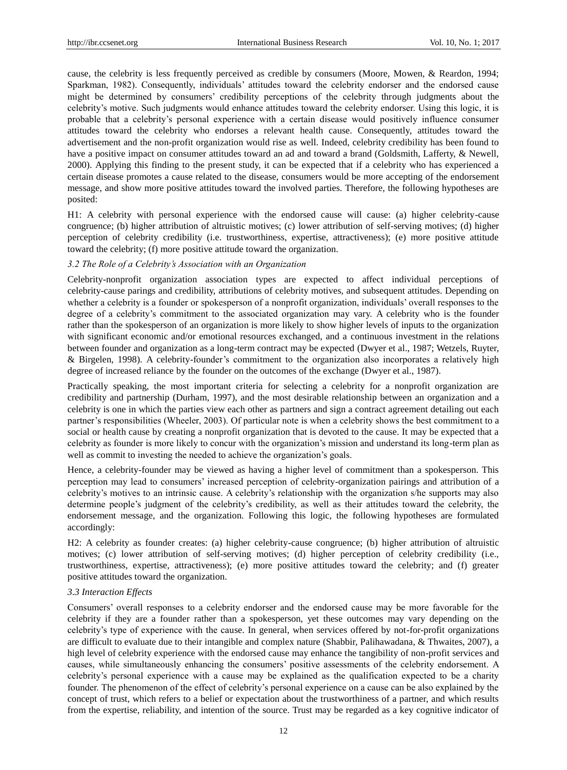cause, the celebrity is less frequently perceived as credible by consumers (Moore, Mowen, & Reardon, 1994; Sparkman, 1982). Consequently, individuals' attitudes toward the celebrity endorser and the endorsed cause might be determined by consumers' credibility perceptions of the celebrity through judgments about the celebrity's motive. Such judgments would enhance attitudes toward the celebrity endorser. Using this logic, it is probable that a celebrity's personal experience with a certain disease would positively influence consumer attitudes toward the celebrity who endorses a relevant health cause. Consequently, attitudes toward the advertisement and the non-profit organization would rise as well. Indeed, celebrity credibility has been found to have a positive impact on consumer attitudes toward an ad and toward a brand (Goldsmith, Lafferty, & Newell, 2000). Applying this finding to the present study, it can be expected that if a celebrity who has experienced a certain disease promotes a cause related to the disease, consumers would be more accepting of the endorsement message, and show more positive attitudes toward the involved parties. Therefore, the following hypotheses are posited:

H1: A celebrity with personal experience with the endorsed cause will cause: (a) higher celebrity-cause congruence; (b) higher attribution of altruistic motives; (c) lower attribution of self-serving motives; (d) higher perception of celebrity credibility (i.e. trustworthiness, expertise, attractiveness); (e) more positive attitude toward the celebrity; (f) more positive attitude toward the organization.

### *3.2 The Role of a Celebrity's Association with an Organization*

Celebrity-nonprofit organization association types are expected to affect individual perceptions of celebrity-cause parings and credibility, attributions of celebrity motives, and subsequent attitudes. Depending on whether a celebrity is a founder or spokesperson of a nonprofit organization, individuals' overall responses to the degree of a celebrity's commitment to the associated organization may vary. A celebrity who is the founder rather than the spokesperson of an organization is more likely to show higher levels of inputs to the organization with significant economic and/or emotional resources exchanged, and a continuous investment in the relations between founder and organization as a long-term contract may be expected (Dwyer et al., 1987; Wetzels, Ruyter, & Birgelen, 1998). A celebrity-founder's commitment to the organization also incorporates a relatively high degree of increased reliance by the founder on the outcomes of the exchange (Dwyer et al., 1987).

Practically speaking, the most important criteria for selecting a celebrity for a nonprofit organization are credibility and partnership (Durham, 1997), and the most desirable relationship between an organization and a celebrity is one in which the parties view each other as partners and sign a contract agreement detailing out each partner's responsibilities (Wheeler, 2003). Of particular note is when a celebrity shows the best commitment to a social or health cause by creating a nonprofit organization that is devoted to the cause. It may be expected that a celebrity as founder is more likely to concur with the organization's mission and understand its long-term plan as well as commit to investing the needed to achieve the organization's goals.

Hence, a celebrity-founder may be viewed as having a higher level of commitment than a spokesperson. This perception may lead to consumers' increased perception of celebrity-organization pairings and attribution of a celebrity's motives to an intrinsic cause. A celebrity's relationship with the organization s/he supports may also determine people's judgment of the celebrity's credibility, as well as their attitudes toward the celebrity, the endorsement message, and the organization. Following this logic, the following hypotheses are formulated accordingly:

H2: A celebrity as founder creates: (a) higher celebrity-cause congruence; (b) higher attribution of altruistic motives; (c) lower attribution of self-serving motives; (d) higher perception of celebrity credibility (i.e., trustworthiness, expertise, attractiveness); (e) more positive attitudes toward the celebrity; and (f) greater positive attitudes toward the organization.

### *3.3 Interaction Effects*

Consumers' overall responses to a celebrity endorser and the endorsed cause may be more favorable for the celebrity if they are a founder rather than a spokesperson, yet these outcomes may vary depending on the celebrity's type of experience with the cause. In general, when services offered by not-for-profit organizations are difficult to evaluate due to their intangible and complex nature (Shabbir, Palihawadana, & Thwaites, 2007), a high level of celebrity experience with the endorsed cause may enhance the tangibility of non-profit services and causes, while simultaneously enhancing the consumers' positive assessments of the celebrity endorsement. A celebrity's personal experience with a cause may be explained as the qualification expected to be a charity founder. The phenomenon of the effect of celebrity's personal experience on a cause can be also explained by the concept of trust, which refers to a belief or expectation about the trustworthiness of a partner, and which results from the expertise, reliability, and intention of the source. Trust may be regarded as a key cognitive indicator of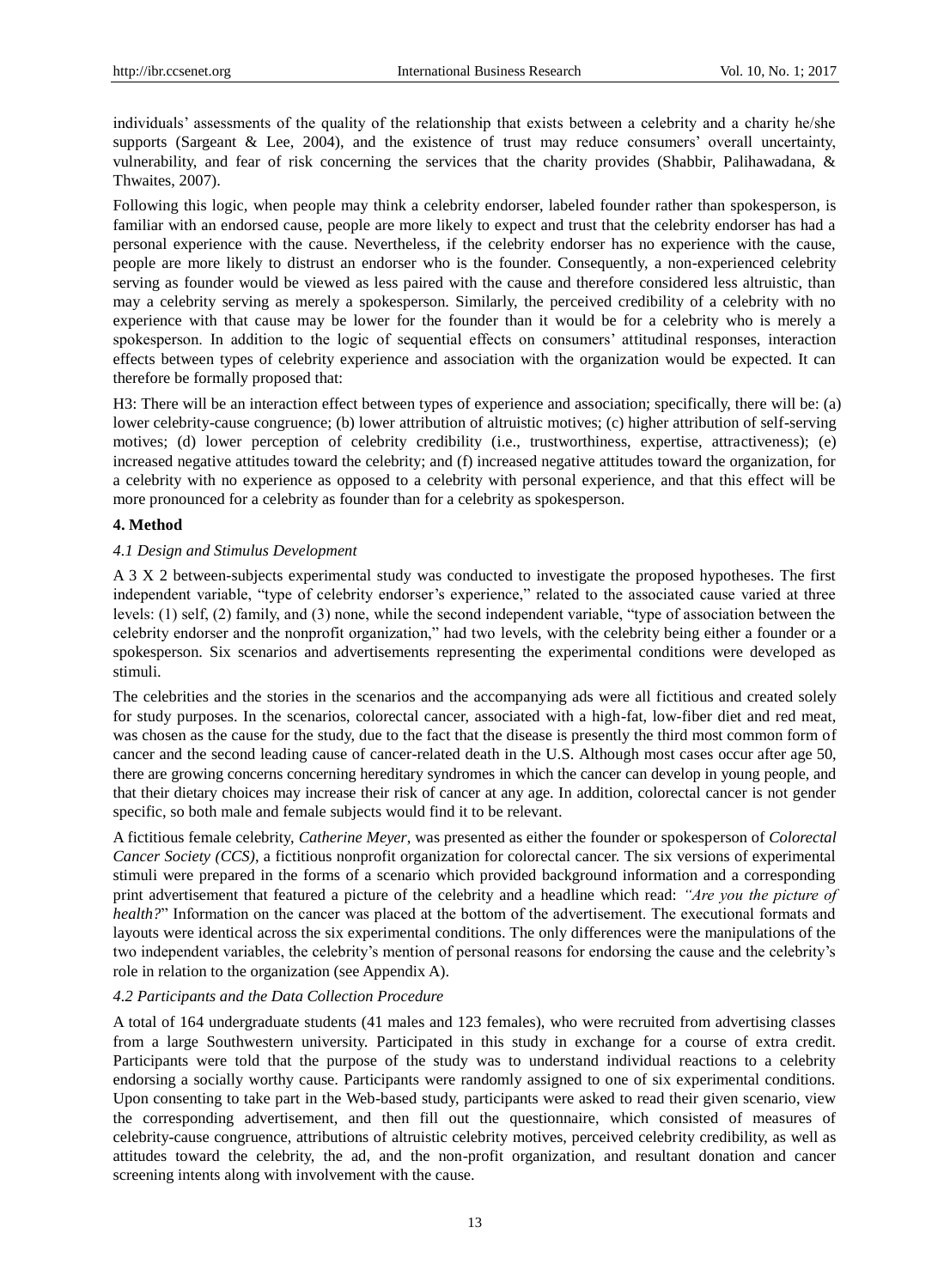individuals' assessments of the quality of the relationship that exists between a celebrity and a charity he/she supports (Sargeant & Lee, 2004), and the existence of trust may reduce consumers' overall uncertainty, vulnerability, and fear of risk concerning the services that the charity provides (Shabbir, Palihawadana, & Thwaites, 2007).

Following this logic, when people may think a celebrity endorser, labeled founder rather than spokesperson, is familiar with an endorsed cause, people are more likely to expect and trust that the celebrity endorser has had a personal experience with the cause. Nevertheless, if the celebrity endorser has no experience with the cause, people are more likely to distrust an endorser who is the founder. Consequently, a non-experienced celebrity serving as founder would be viewed as less paired with the cause and therefore considered less altruistic, than may a celebrity serving as merely a spokesperson. Similarly, the perceived credibility of a celebrity with no experience with that cause may be lower for the founder than it would be for a celebrity who is merely a spokesperson. In addition to the logic of sequential effects on consumers' attitudinal responses, interaction effects between types of celebrity experience and association with the organization would be expected. It can therefore be formally proposed that:

H3: There will be an interaction effect between types of experience and association; specifically, there will be: (a) lower celebrity-cause congruence; (b) lower attribution of altruistic motives; (c) higher attribution of self-serving motives; (d) lower perception of celebrity credibility (i.e., trustworthiness, expertise, attractiveness); (e) increased negative attitudes toward the celebrity; and (f) increased negative attitudes toward the organization, for a celebrity with no experience as opposed to a celebrity with personal experience, and that this effect will be more pronounced for a celebrity as founder than for a celebrity as spokesperson.

## 4. Method

### *4.1 Design and Stimulus Development*

A 3 X 2 between-subjects experimental study was conducted to investigate the proposed hypotheses. The first independent variable, "type of celebrity endorser's experience," related to the associated cause varied at three levels: (1) self, (2) family, and (3) none, while the second independent variable, "type of association between the celebrity endorser and the nonprofit organization," had two levels, with the celebrity being either a founder or a spokesperson. Six scenarios and advertisements representing the experimental conditions were developed as stimuli.

The celebrities and the stories in the scenarios and the accompanying ads were all fictitious and created solely for study purposes. In the scenarios, colorectal cancer, associated with a high-fat, low-fiber diet and red meat, was chosen as the cause for the study, due to the fact that the disease is presently the third most common form of cancer and the second leading cause of cancer-related death in the U.S. Although most cases occur after age 50, there are growing concerns concerning hereditary syndromes in which the cancer can develop in young people, and that their dietary choices may increase their risk of cancer at any age. In addition, colorectal cancer is not gender specific, so both male and female subjects would find it to be relevant.

A fictitious female celebrity, *Catherine Meyer*, was presented as either the founder or spokesperson of *Colorectal Cancer Society (CCS)*, a fictitious nonprofit organization for colorectal cancer. The six versions of experimental stimuli were prepared in the forms of a scenario which provided background information and a corresponding print advertisement that featured a picture of the celebrity and a headline which read: *"Are you the picture of health?"* Information on the cancer was placed at the bottom of the advertisement. The executional formats and layouts were identical across the six experimental conditions. The only differences were the manipulations of the two independent variables, the celebrity's mention of personal reasons for endorsing the cause and the celebrity's role in relation to the organization (see Appendix A).

### *4.2 Participants and the Data Collection Procedure*

A total of 164 undergraduate students (41 males and 123 females), who were recruited from advertising classes from a large Southwestern university. Participated in this study in exchange for a course of extra credit. Participants were told that the purpose of the study was to understand individual reactions to a celebrity endorsing a socially worthy cause. Participants were randomly assigned to one of six experimental conditions. Upon consenting to take part in the Web-based study, participants were asked to read their given scenario, view the corresponding advertisement, and then fill out the questionnaire, which consisted of measures of celebrity-cause congruence, attributions of altruistic celebrity motives, perceived celebrity credibility, as well as attitudes toward the celebrity, the ad, and the non-profit organization, and resultant donation and cancer screening intents along with involvement with the cause.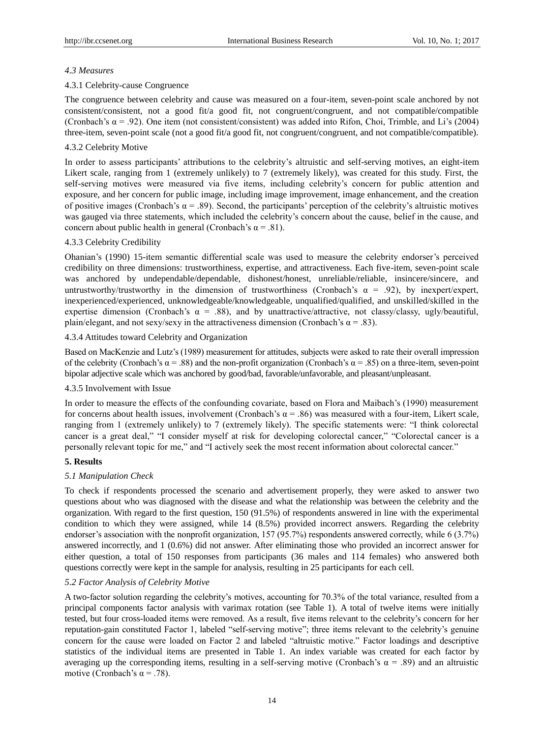### 4.3 Measures

#### 4.3.1 Celebrity-cause Congruence

The congruence between celebrity and cause was measured on a four-item, seven-point scale anchored by not consistent/consistent, not a good fit/a good fit, not congruent/congruent, and not compatible/compatible (Cronbach's $\alpha = .92$). One item (not consistent/consistent) was added into Rifon, Choi, Trimble, and Li's (2004) three-item, seven-point scale (not a good fit/a good fit, not congruent/congruent, and not compatible/compatible).

#### 4.3.2 Celebrity Motive

In order to assess participants' attributions to the celebrity's altruistic and self-serving motives, an eight-item Likert scale, ranging from 1 (extremely unlikely) to 7 (extremely likely), was created for this study. First, the self-serving motives were measured via five items, including celebrity's concern for public attention and exposure, and her concern for public image, including image improvement, image enhancement, and the creation of positive images (Cronbach's $\alpha = .89$). Second, the participants' perception of the celebrity's altruistic motives was gauged via three statements, which included the celebrity's concern about the cause, belief in the cause, and concern about public health in general (Cronbach's $\alpha = .81$).

#### 4.3.3 Celebrity Credibility

Ohanian's (1990) 15-item semantic differential scale was used to measure the celebrity endorser's perceived credibility on three dimensions: trustworthiness, expertise, and attractiveness. Each five-item, seven-point scale was anchored by undependable/dependable, dishonest/honest, unreliable/reliable, insincere/sincere, and untrustworthy/trustworthy in the dimension of trustworthiness (Cronbach's $\alpha = .92$), by inexpert/expert, inexperienced/experienced, unknowledgeable/knowledgeable, unqualified/qualified, and unskilled/skilled in the expertise dimension (Cronbach's $\alpha = .88$), and by unattractive/attractive, not classy/classy, ugly/beautiful, plain/elegant, and not sexy/sexy in the attractiveness dimension (Cronbach's $\alpha = .83$).

#### 4.3.4 Attitudes toward Celebrity and Organization

Based on MacKenzie and Lutz's (1989) measurement for attitudes, subjects were asked to rate their overall impression of the celebrity (Cronbach's $\alpha = .88$) and the non-profit organization (Cronbach's $\alpha = .85$) on a three-item, seven-point bipolar adjective scale which was anchored by good/bad, favorable/unfavorable, and pleasant/unpleasant.

#### 4.3.5 Involvement with Issue

In order to measure the effects of the confounding covariate, based on Flora and Maibach's (1990) measurement for concerns about health issues, involvement (Cronbach's $\alpha = .86$) was measured with a four-item, Likert scale, ranging from 1 (extremely unlikely) to 7 (extremely likely). The specific statements were: "I think colorectal cancer is a great deal," "I consider myself at risk for developing colorectal cancer," "Colorectal cancer is a personally relevant topic for me," and "I actively seek the most recent information about colorectal cancer."

## 5. Results

### 5.1 Manipulation Check

To check if respondents processed the scenario and advertisement properly, they were asked to answer two questions about who was diagnosed with the disease and what the relationship was between the celebrity and the organization. With regard to the first question, 150 (91.5%) of respondents answered in line with the experimental condition to which they were assigned, while 14 (8.5%) provided incorrect answers. Regarding the celebrity endorser's association with the nonprofit organization, 157 (95.7%) respondents answered correctly, while 6 (3.7%) answered incorrectly, and 1 (0.6%) did not answer. After eliminating those who provided an incorrect answer for either question, a total of 150 responses from participants (36 males and 114 females) who answered both questions correctly were kept in the sample for analysis, resulting in 25 participants for each cell.

### 5.2 Factor Analysis of Celebrity Motive

A two-factor solution regarding the celebrity's motives, accounting for 70.3% of the total variance, resulted from a principal components factor analysis with varimax rotation (see Table 1). A total of twelve items were initially tested, but four cross-loaded items were removed. As a result, five items relevant to the celebrity's concern for her reputation-gain constituted Factor 1, labeled "self-serving motive"; three items relevant to the celebrity's genuine concern for the cause were loaded on Factor 2 and labeled "altruistic motive." Factor loadings and descriptive statistics of the individual items are presented in Table 1. An index variable was created for each factor by averaging up the corresponding items, resulting in a self-serving motive (Cronbach's $\alpha = .89$) and an altruistic motive (Cronbach's $\alpha = .78$).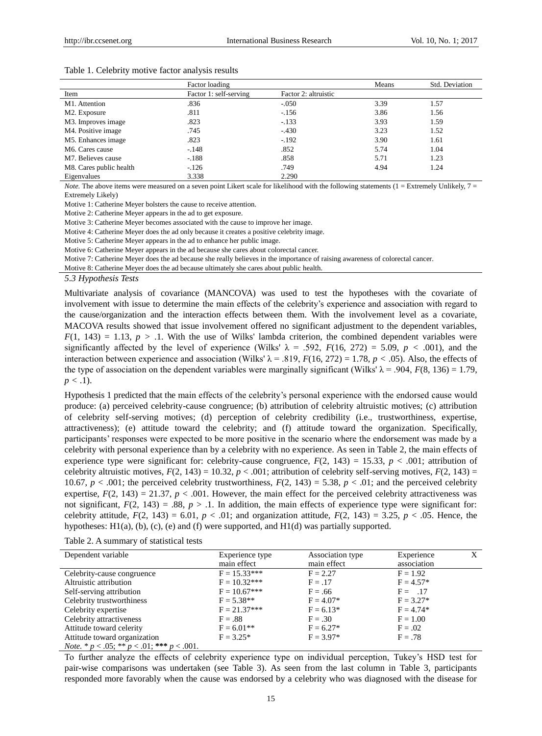Table 1. Celebrity motive factor analysis results

| Item | Factor loading | | Means | Std. Deviation |
|---|---|---|---|---|
| | Factor 1: self-serving | Factor 2: altruistic | | |
| M1. Attention | .836 | -.050 | 3.39 | 1.57 |
| M2. Exposure | .811 | -.156 | 3.86 | 1.56 |
| M3. Improves image | .823 | -.133 | 3.93 | 1.59 |
| M4. Positive image | .745 | -.430 | 3.23 | 1.52 |
| M5. Enhances image | .823 | -.192 | 3.90 | 1.61 |
| M6. Cares cause | -.148 | .852 | 5.74 | 1.04 |
| M7. Believes cause | -.188 | .858 | 5.71 | 1.23 |
| M8. Cares public health | -.126 | .749 | 4.94 | 1.24 |
| Eigenvalues | 3.338 | 2.290 | | |

*Note.* The above items were measured on a seven point Likert scale for likelihood with the following statements (1 = Extremely Unlikely, 7 = Extremely Likely)

Motive 1: Catherine Meyer bolsters the cause to receive attention.

Motive 2: Catherine Meyer appears in the ad to get exposure.

Motive 3: Catherine Meyer becomes associated with the cause to improve her image.

Motive 4: Catherine Meyer does the ad only because it creates a positive celebrity image.

Motive 5: Catherine Meyer appears in the ad to enhance her public image.

Motive 6: Catherine Meyer appears in the ad because she cares about colorectal cancer.

Motive 7: Catherine Meyer does the ad because she really believes in the importance of raising awareness of colorectal cancer.

Motive 8: Catherine Meyer does the ad because ultimately she cares about public health.

### 5.3 Hypothesis Tests

Multivariate analysis of covariance (MANCOVA) was used to test the hypotheses with the covariate of involvement with issue to determine the main effects of the celebrity's experience and association with regard to the cause/organization and the interaction effects between them. With the involvement level as a covariate, MACOVA results showed that issue involvement offered no significant adjustment to the dependent variables, $F(1, 143) = 1.13$, $p > .1$. With the use of Wilks' lambda criterion, the combined dependent variables were significantly affected by the level of experience (Wilks' $\lambda = .592$, $F(16, 272) = 5.09$, $p < .001$), and the interaction between experience and association (Wilks' $\lambda = .819$, $F(16, 272) = 1.78$, $p < .05$). Also, the effects of the type of association on the dependent variables were marginally significant (Wilks' $\lambda = .904$, $F(8, 136) = 1.79$, $p < .1$).

Hypothesis 1 predicted that the main effects of the celebrity's personal experience with the endorsed cause would produce: (a) perceived celebrity-cause congruence; (b) attribution of celebrity altruistic motives; (c) attribution of celebrity self-serving motives; (d) perception of celebrity credibility (i.e., trustworthiness, expertise, attractiveness); (e) attitude toward the celebrity; and (f) attitude toward the organization. Specifically, participants' responses were expected to be more positive in the scenario where the endorsement was made by a celebrity with personal experience than by a celebrity with no experience. As seen in Table 2, the main effects of experience type were significant for: celebrity-cause congruence, $F(2, 143) = 15.33$, $p < .001$; attribution of celebrity altruistic motives, $F(2, 143) = 10.32$, $p < .001$; attribution of celebrity self-serving motives, $F(2, 143) = 10.67$, $p < .001$; the perceived celebrity trustworthiness, $F(2, 143) = 5.38$, $p < .01$; and the perceived celebrity expertise, $F(2, 143) = 21.37$, $p < .001$. However, the main effect for the perceived celebrity attractiveness was not significant, $F(2, 143) = .88$, $p > .1$. In addition, the main effects of experience type were significant for: celebrity attitude, $F(2, 143) = 6.01$, $p < .01$; and organization attitude, $F(2, 143) = 3.25$, $p < .05$. Hence, the hypotheses: H1(a), (b), (c), (e) and (f) were supported, and H1(d) was partially supported.

Table 2. A summary of statistical tests

| Dependent variable | Experience type main effect | Association type main effect | Experience X association |
|---|---|---|---|
| Celebrity-cause congruence | F = 15.33*** | F = 2.27 | F = 1.92 |
| Altruistic attribution | F = 10.32*** | F = .17 | F = 4.57* |
| Self-serving attribution | F = 10.67*** | F = .66 | F = .17 |
| Celebrity trustworthiness | F = 5.38** | F = 4.07* | F = 3.27* |
| Celebrity expertise | F = 21.37*** | F = 6.13* | F = 4.74* |
| Celebrity attractiveness | F = .88 | F = .30 | F = 1.00 |
| Attitude toward celerity | F = 6.01** | F = 6.27* | F = .02 |
| Attitude toward organization | F = 3.25* | F = 3.97* | F = .78 |

*Note.* * $p < .05$; ** $p < .01$; *** $p < .001$.

To further analyze the effects of celebrity experience type on individual perception, Tukey's HSD test for pair-wise comparisons was undertaken (see Table 3). As seen from the last column in Table 3, participants responded more favorably when the cause was endorsed by a celebrity who was diagnosed with the disease for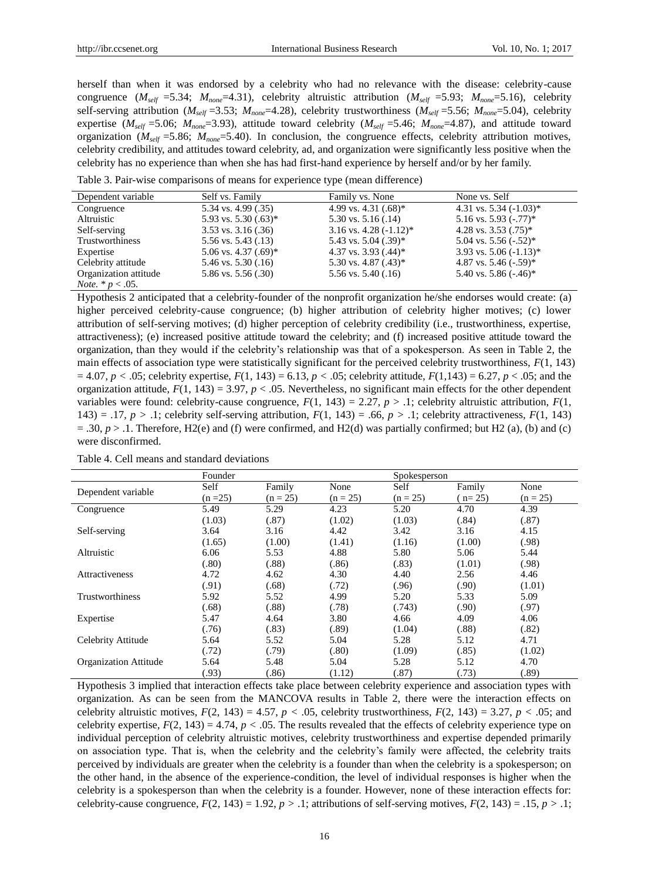herself than when it was endorsed by a celebrity who had no relevance with the disease: celebrity-cause congruence ($M_{self}$ =5.34; $M_{none}$=4.31), celebrity altruistic attribution ($M_{self}$ =5.93; $M_{none}$=5.16), celebrity self-serving attribution ($M_{self}$ =3.53; $M_{none}$=4.28), celebrity trustworthiness ($M_{self}$ =5.56; $M_{none}$=5.04), celebrity expertise ($M_{self}$ =5.06; $M_{none}$=3.93), attitude toward celebrity ($M_{self}$ =5.46; $M_{none}$=4.87), and attitude toward organization ($M_{self}$ =5.86; $M_{none}$=5.40). In conclusion, the congruence effects, celebrity attribution motives, celebrity credibility, and attitudes toward celebrity, ad, and organization were significantly less positive when the celebrity has no experience than when she has had first-hand experience by herself and/or by her family.

Table 3. Pair-wise comparisons of means for experience type (mean difference)

| Dependent variable | Self vs. Family | Family vs. None | None vs. Self |
|---|---|---|---|
| Congruence | 5.34 vs. 4.99 (.35) | 4.99 vs. 4.31 (.68)* | 4.31 vs. 5.34 (-1.03)* |
| Altruistic | 5.93 vs. 5.30 (.63)* | 5.30 vs. 5.16 (.14) | 5.16 vs. 5.93 (-.77)* |
| Self-serving | 3.53 vs. 3.16 (.36) | 3.16 vs. 4.28 (-1.12)* | 4.28 vs. 3.53 (.75)* |
| Trustworthiness | 5.56 vs. 5.43 (.13) | 5.43 vs. 5.04 (.39)* | 5.04 vs. 5.56 (-.52)* |
| Expertise | 5.06 vs. 4.37 (.69)* | 4.37 vs. 3.93 (.44)* | 3.93 vs. 5.06 (-1.13)* |
| Celebrity attitude | 5.46 vs. 5.30 (.16) | 5.30 vs. 4.87 (.43)* | 4.87 vs. 5.46 (-.59)* |
| Organization attitude | 5.86 vs. 5.56 (.30) | 5.56 vs. 5.40 (.16) | 5.40 vs. 5.86 (-.46)* |

*Note.* * $p < .05$.

Hypothesis 2 anticipated that a celebrity-founder of the nonprofit organization he/she endorses would create: (a) higher perceived celebrity-cause congruence; (b) higher attribution of celebrity higher motives; (c) lower attribution of self-serving motives; (d) higher perception of celebrity credibility (i.e., trustworthiness, expertise, attractiveness); (e) increased positive attitude toward the celebrity; and (f) increased positive attitude toward the organization, than they would if the celebrity's relationship was that of a spokesperson. As seen in Table 2, the main effects of association type were statistically significant for the perceived celebrity trustworthiness, $F(1, 143) = 4.07$, $p < .05$; celebrity expertise, $F(1, 143) = 6.13$, $p < .05$; celebrity attitude, $F(1,143) = 6.27$, $p < .05$; and the organization attitude, $F(1, 143) = 3.97$, $p < .05$. Nevertheless, no significant main effects for the other dependent variables were found: celebrity-cause congruence, $F(1, 143) = 2.27$, $p > .1$; celebrity altruistic attribution, $F(1, 143) = .17$, $p > .1$; celebrity self-serving attribution, $F(1, 143) = .66$, $p > .1$; celebrity attractiveness, $F(1, 143) = .30$, $p > .1$. Therefore, H2(e) and (f) were confirmed, and H2(d) was partially confirmed; but H2 (a), (b) and (c) were disconfirmed.

Table 4. Cell means and standard deviations

| | Founder | | | Spokesperson | | |
|---|---|---|---|---|---|---|
| Dependent variable | Self (n =25) | Family (n = 25) | None (n = 25) | Self (n = 25) | Family ( n= 25) | None (n = 25) |
| Congruence | 5.49 | 5.29 | 4.23 | 5.20 | 4.70 | 4.39 |
| | (1.03) | (.87) | (1.02) | (1.03) | (.84) | (.87) |
| Self-serving | 3.64 | 3.16 | 4.42 | 3.42 | 3.16 | 4.15 |
| | (1.65) | (1.00) | (1.41) | (1.16) | (1.00) | (.98) |
| Altruistic | 6.06 | 5.53 | 4.88 | 5.80 | 5.06 | 5.44 |
| | (.80) | (.88) | (.86) | (.83) | (1.01) | (.98) |
| Attractiveness | 4.72 | 4.62 | 4.30 | 4.40 | 2.56 | 4.46 |
| | (.91) | (.68) | (.72) | (.96) | (.90) | (1.01) |
| Trustworthiness | 5.92 | 5.52 | 4.99 | 5.20 | 5.33 | 5.09 |
| | (.68) | (.88) | (.78) | (.743) | (.90) | (.97) |
| Expertise | 5.47 | 4.64 | 3.80 | 4.66 | 4.09 | 4.06 |
| | (.76) | (.83) | (.89) | (1.04) | (.88) | (.82) |
| Celebrity Attitude | 5.64 | 5.52 | 5.04 | 5.28 | 5.12 | 4.71 |
| | (.72) | (.79) | (.80) | (1.09) | (.85) | (1.02) |
| Organization Attitude | 5.64 | 5.48 | 5.04 | 5.28 | 5.12 | 4.70 |
| | (.93) | (.86) | (1.12) | (.87) | (.73) | (.89) |

Hypothesis 3 implied that interaction effects take place between celebrity experience and association types with organization. As can be seen from the MANCOVA results in Table 2, there were the interaction effects on celebrity altruistic motives, $F(2, 143) = 4.57$, $p < .05$, celebrity trustworthiness, $F(2, 143) = 3.27$, $p < .05$; and celebrity expertise, $F(2, 143) = 4.74$, $p < .05$. The results revealed that the effects of celebrity experience type on individual perception of celebrity altruistic motives, celebrity trustworthiness and expertise depended primarily on association type. That is, when the celebrity and the celebrity's family were affected, the celebrity traits perceived by individuals are greater when the celebrity is a founder than when the celebrity is a spokesperson; on the other hand, in the absence of the experience-condition, the level of individual responses is higher when the celebrity is a spokesperson than when the celebrity is a founder. However, none of these interaction effects for: celebrity-cause congruence, $F(2, 143) = 1.92$, $p > .1$; attributions of self-serving motives, $F(2, 143) = .15$, $p > .1$;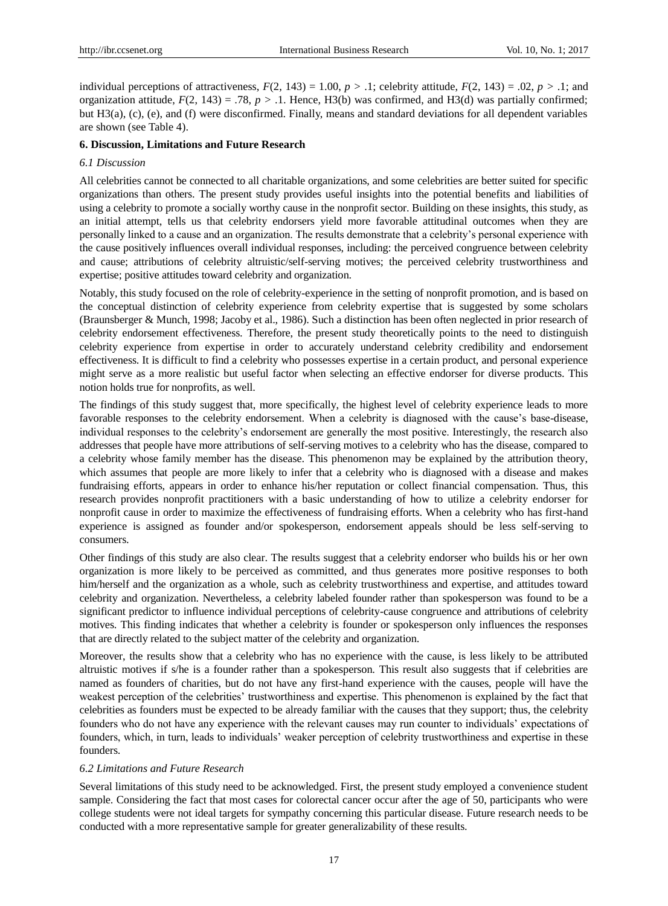individual perceptions of attractiveness, $F(2, 143) = 1.00$, $p > .1$; celebrity attitude, $F(2, 143) = .02$, $p > .1$; and organization attitude, $F(2, 143) = .78$, $p > .1$. Hence, H3(b) was confirmed, and H3(d) was partially confirmed; but H3(a), (c), (e), and (f) were disconfirmed. Finally, means and standard deviations for all dependent variables are shown (see Table 4).

## 6. Discussion, Limitations and Future Research

### *6.1 Discussion*

All celebrities cannot be connected to all charitable organizations, and some celebrities are better suited for specific organizations than others. The present study provides useful insights into the potential benefits and liabilities of using a celebrity to promote a socially worthy cause in the nonprofit sector. Building on these insights, this study, as an initial attempt, tells us that celebrity endorsers yield more favorable attitudinal outcomes when they are personally linked to a cause and an organization. The results demonstrate that a celebrity's personal experience with the cause positively influences overall individual responses, including: the perceived congruence between celebrity and cause; attributions of celebrity altruistic/self-serving motives; the perceived celebrity trustworthiness and expertise; positive attitudes toward celebrity and organization.

Notably, this study focused on the role of celebrity-experience in the setting of nonprofit promotion, and is based on the conceptual distinction of celebrity experience from celebrity expertise that is suggested by some scholars (Braunsberger & Munch, 1998; Jacoby et al., 1986). Such a distinction has been often neglected in prior research of celebrity endorsement effectiveness. Therefore, the present study theoretically points to the need to distinguish celebrity experience from expertise in order to accurately understand celebrity credibility and endorsement effectiveness. It is difficult to find a celebrity who possesses expertise in a certain product, and personal experience might serve as a more realistic but useful factor when selecting an effective endorser for diverse products. This notion holds true for nonprofits, as well.

The findings of this study suggest that, more specifically, the highest level of celebrity experience leads to more favorable responses to the celebrity endorsement. When a celebrity is diagnosed with the cause's base-disease, individual responses to the celebrity's endorsement are generally the most positive. Interestingly, the research also addresses that people have more attributions of self-serving motives to a celebrity who has the disease, compared to a celebrity whose family member has the disease. This phenomenon may be explained by the attribution theory, which assumes that people are more likely to infer that a celebrity who is diagnosed with a disease and makes fundraising efforts, appears in order to enhance his/her reputation or collect financial compensation. Thus, this research provides nonprofit practitioners with a basic understanding of how to utilize a celebrity endorser for nonprofit cause in order to maximize the effectiveness of fundraising efforts. When a celebrity who has first-hand experience is assigned as founder and/or spokesperson, endorsement appeals should be less self-serving to consumers.

Other findings of this study are also clear. The results suggest that a celebrity endorser who builds his or her own organization is more likely to be perceived as committed, and thus generates more positive responses to both him/herself and the organization as a whole, such as celebrity trustworthiness and expertise, and attitudes toward celebrity and organization. Nevertheless, a celebrity labeled founder rather than spokesperson was found to be a significant predictor to influence individual perceptions of celebrity-cause congruence and attributions of celebrity motives. This finding indicates that whether a celebrity is founder or spokesperson only influences the responses that are directly related to the subject matter of the celebrity and organization.

Moreover, the results show that a celebrity who has no experience with the cause, is less likely to be attributed altruistic motives if s/he is a founder rather than a spokesperson. This result also suggests that if celebrities are named as founders of charities, but do not have any first-hand experience with the causes, people will have the weakest perception of the celebrities' trustworthiness and expertise. This phenomenon is explained by the fact that celebrities as founders must be expected to be already familiar with the causes that they support; thus, the celebrity founders who do not have any experience with the relevant causes may run counter to individuals' expectations of founders, which, in turn, leads to individuals' weaker perception of celebrity trustworthiness and expertise in these founders.

### *6.2 Limitations and Future Research*

Several limitations of this study need to be acknowledged. First, the present study employed a convenience student sample. Considering the fact that most cases for colorectal cancer occur after the age of 50, participants who were college students were not ideal targets for sympathy concerning this particular disease. Future research needs to be conducted with a more representative sample for greater generalizability of these results.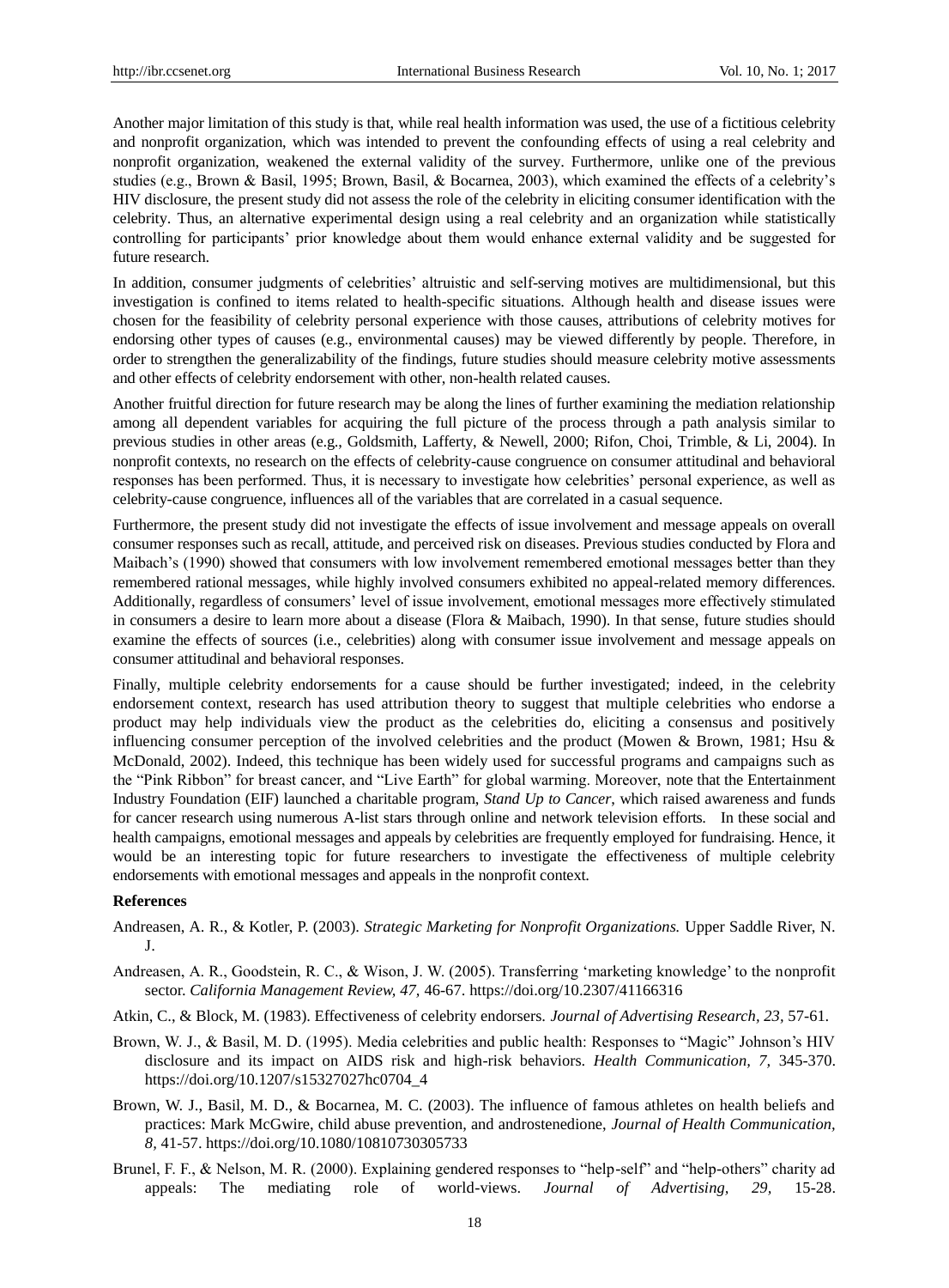Another major limitation of this study is that, while real health information was used, the use of a fictitious celebrity and nonprofit organization, which was intended to prevent the confounding effects of using a real celebrity and nonprofit organization, weakened the external validity of the survey. Furthermore, unlike one of the previous studies (e.g., Brown & Basil, 1995; Brown, Basil, & Bocarnea, 2003), which examined the effects of a celebrity's HIV disclosure, the present study did not assess the role of the celebrity in eliciting consumer identification with the celebrity. Thus, an alternative experimental design using a real celebrity and an organization while statistically controlling for participants' prior knowledge about them would enhance external validity and be suggested for future research.

In addition, consumer judgments of celebrities' altruistic and self-serving motives are multidimensional, but this investigation is confined to items related to health-specific situations. Although health and disease issues were chosen for the feasibility of celebrity personal experience with those causes, attributions of celebrity motives for endorsing other types of causes (e.g., environmental causes) may be viewed differently by people. Therefore, in order to strengthen the generalizability of the findings, future studies should measure celebrity motive assessments and other effects of celebrity endorsement with other, non-health related causes.

Another fruitful direction for future research may be along the lines of further examining the mediation relationship among all dependent variables for acquiring the full picture of the process through a path analysis similar to previous studies in other areas (e.g., Goldsmith, Lafferty, & Newell, 2000; Rifon, Choi, Trimble, & Li, 2004). In nonprofit contexts, no research on the effects of celebrity-cause congruence on consumer attitudinal and behavioral responses has been performed. Thus, it is necessary to investigate how celebrities' personal experience, as well as celebrity-cause congruence, influences all of the variables that are correlated in a casual sequence.

Furthermore, the present study did not investigate the effects of issue involvement and message appeals on overall consumer responses such as recall, attitude, and perceived risk on diseases. Previous studies conducted by Flora and Maibach's (1990) showed that consumers with low involvement remembered emotional messages better than they remembered rational messages, while highly involved consumers exhibited no appeal-related memory differences. Additionally, regardless of consumers' level of issue involvement, emotional messages more effectively stimulated in consumers a desire to learn more about a disease (Flora & Maibach, 1990). In that sense, future studies should examine the effects of sources (i.e., celebrities) along with consumer issue involvement and message appeals on consumer attitudinal and behavioral responses.

Finally, multiple celebrity endorsements for a cause should be further investigated; indeed, in the celebrity endorsement context, research has used attribution theory to suggest that multiple celebrities who endorse a product may help individuals view the product as the celebrities do, eliciting a consensus and positively influencing consumer perception of the involved celebrities and the product (Mowen & Brown, 1981; Hsu & McDonald, 2002). Indeed, this technique has been widely used for successful programs and campaigns such as the "Pink Ribbon" for breast cancer, and "Live Earth" for global warming. Moreover, note that the Entertainment Industry Foundation (EIF) launched a charitable program, *Stand Up to Cancer*, which raised awareness and funds for cancer research using numerous A-list stars through online and network television efforts. In these social and health campaigns, emotional messages and appeals by celebrities are frequently employed for fundraising. Hence, it would be an interesting topic for future researchers to investigate the effectiveness of multiple celebrity endorsements with emotional messages and appeals in the nonprofit context.

## References

Andreasen, A. R., & Kotler, P. (2003). *Strategic Marketing for Nonprofit Organizations.* Upper Saddle River, N. J.

Andreasen, A. R., Goodstein, R. C., & Wison, J. W. (2005). Transferring 'marketing knowledge' to the nonprofit sector. *California Management Review, 47,* 46-67. https://doi.org/10.2307/41166316

Atkin, C., & Block, M. (1983). Effectiveness of celebrity endorsers. *Journal of Advertising Research, 23,* 57-61.

Brown, W. J., & Basil, M. D. (1995). Media celebrities and public health: Responses to "Magic" Johnson's HIV disclosure and its impact on AIDS risk and high-risk behaviors. *Health Communication, 7,* 345-370. https://doi.org/10.1207/s15327027hc0704_4

Brown, W. J., Basil, M. D., & Bocarnea, M. C. (2003). The influence of famous athletes on health beliefs and practices: Mark McGwire, child abuse prevention, and androstenedione, *Journal of Health Communication, 8,* 41-57. https://doi.org/10.1080/10810730305733

Brunel, F. F., & Nelson, M. R. (2000). Explaining gendered responses to "help-self" and "help-others" charity ad appeals: The mediating role of world-views. *Journal of Advertising, 29,* 15-28.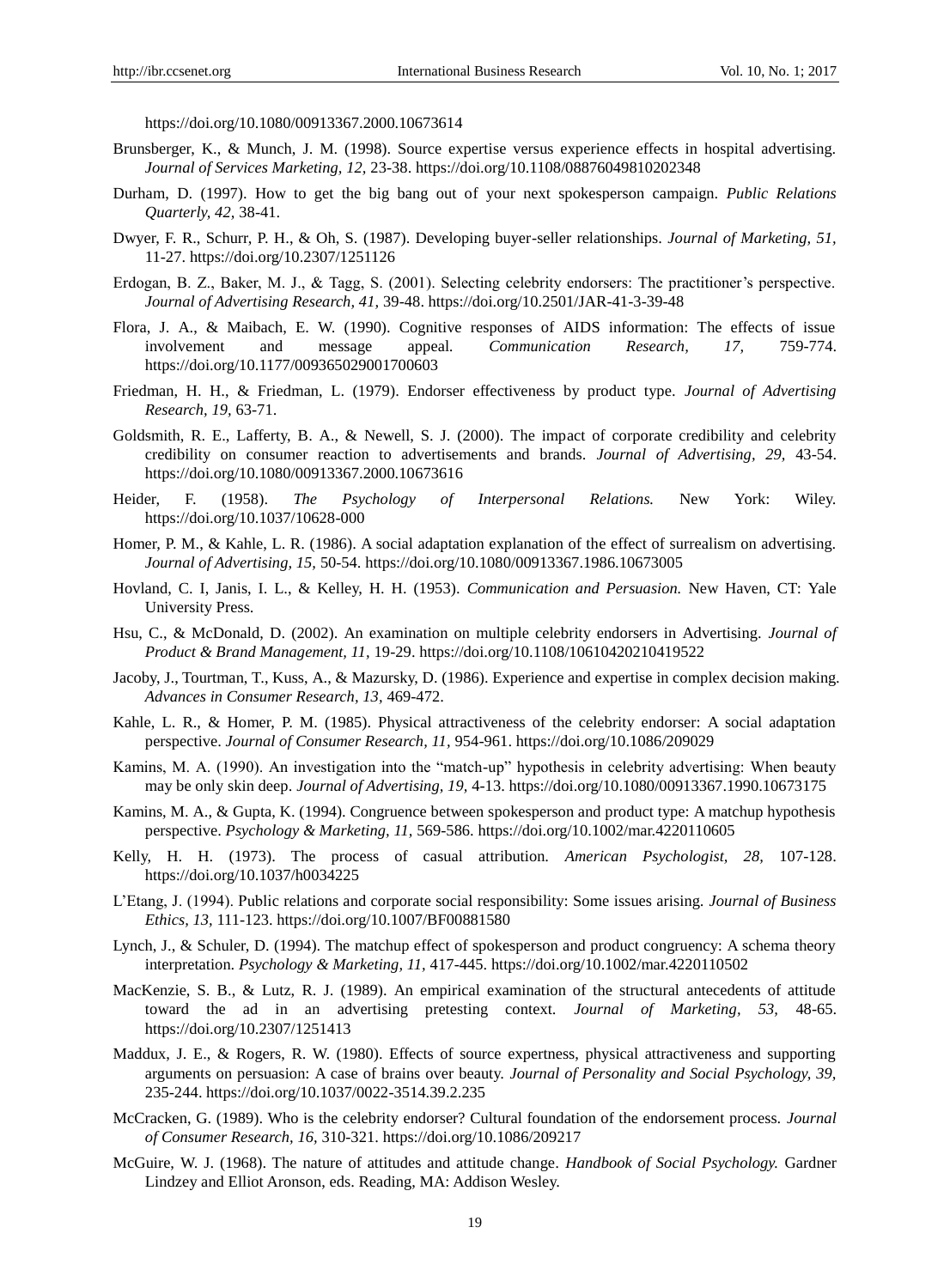https://doi.org/10.1080/00913367.2000.10673614

Brunsberger, K., & Munch, J. M. (1998). Source expertise versus experience effects in hospital advertising. *Journal of Services Marketing, 12,* 23-38. https://doi.org/10.1108/08876049810202348

Durham, D. (1997). How to get the big bang out of your next spokesperson campaign. *Public Relations Quarterly, 42,* 38-41.

Dwyer, F. R., Schurr, P. H., & Oh, S. (1987). Developing buyer-seller relationships. *Journal of Marketing, 51*, 11-27. https://doi.org/10.2307/1251126

Erdogan, B. Z., Baker, M. J., & Tagg, S. (2001). Selecting celebrity endorsers: The practitioner's perspective. *Journal of Advertising Research, 41,* 39-48. https://doi.org/10.2501/JAR-41-3-39-48

Flora, J. A., & Maibach, E. W. (1990). Cognitive responses of AIDS information: The effects of issue involvement and message appeal. *Communication Research, 17,* 759-774. https://doi.org/10.1177/009365029001700603

Friedman, H. H., & Friedman, L. (1979). Endorser effectiveness by product type. *Journal of Advertising Research, 19,* 63-71.

Goldsmith, R. E., Lafferty, B. A., & Newell, S. J. (2000). The impact of corporate credibility and celebrity credibility on consumer reaction to advertisements and brands. *Journal of Advertising, 29,* 43-54. https://doi.org/10.1080/00913367.2000.10673616

Heider, F. (1958). *The Psychology of Interpersonal Relations.* New York: Wiley. https://doi.org/10.1037/10628-000

Homer, P. M., & Kahle, L. R. (1986). A social adaptation explanation of the effect of surrealism on advertising. *Journal of Advertising, 15,* 50-54. https://doi.org/10.1080/00913367.1986.10673005

Hovland, C. I, Janis, I. L., & Kelley, H. H. (1953). *Communication and Persuasion.* New Haven, CT: Yale University Press.

Hsu, C., & McDonald, D. (2002). An examination on multiple celebrity endorsers in Advertising. *Journal of Product & Brand Management, 11*, 19-29. https://doi.org/10.1108/10610420210419522

Jacoby, J., Tourtman, T., Kuss, A., & Mazursky, D. (1986). Experience and expertise in complex decision making. *Advances in Consumer Research, 13,* 469-472.

Kahle, L. R., & Homer, P. M. (1985). Physical attractiveness of the celebrity endorser: A social adaptation perspective. *Journal of Consumer Research, 11,* 954-961. https://doi.org/10.1086/209029

Kamins, M. A. (1990). An investigation into the "match-up" hypothesis in celebrity advertising: When beauty may be only skin deep. *Journal of Advertising, 19,* 4-13. https://doi.org/10.1080/00913367.1990.10673175

Kamins, M. A., & Gupta, K. (1994). Congruence between spokesperson and product type: A matchup hypothesis perspective. *Psychology & Marketing, 11,* 569-586. https://doi.org/10.1002/mar.4220110605

Kelly, H. H. (1973). The process of casual attribution. *American Psychologist, 28,* 107-128. https://doi.org/10.1037/h0034225

L'Etang, J. (1994). Public relations and corporate social responsibility: Some issues arising. *Journal of Business Ethics, 13,* 111-123. https://doi.org/10.1007/BF00881580

Lynch, J., & Schuler, D. (1994). The matchup effect of spokesperson and product congruency: A schema theory interpretation. *Psychology & Marketing, 11,* 417-445. https://doi.org/10.1002/mar.4220110502

MacKenzie, S. B., & Lutz, R. J. (1989). An empirical examination of the structural antecedents of attitude toward the ad in an advertising pretesting context. *Journal of Marketing, 53,* 48-65. https://doi.org/10.2307/1251413

Maddux, J. E., & Rogers, R. W. (1980). Effects of source expertness, physical attractiveness and supporting arguments on persuasion: A case of brains over beauty. *Journal of Personality and Social Psychology, 39,* 235-244. https://doi.org/10.1037/0022-3514.39.2.235

McCracken, G. (1989). Who is the celebrity endorser? Cultural foundation of the endorsement process. *Journal of Consumer Research, 16,* 310-321. https://doi.org/10.1086/209217

McGuire, W. J. (1968). The nature of attitudes and attitude change. *Handbook of Social Psychology.* Gardner Lindzey and Elliot Aronson, eds. Reading, MA: Addison Wesley.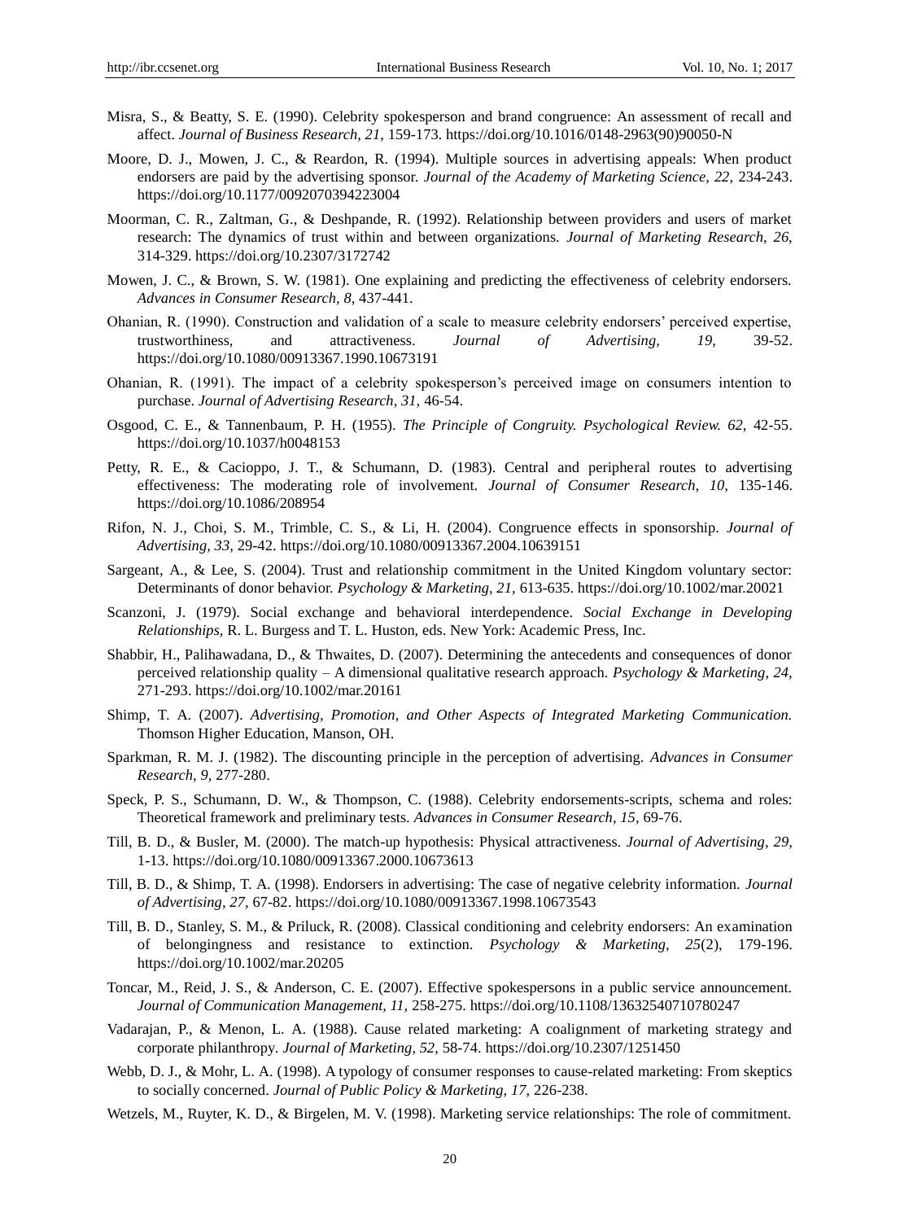Misra, S., & Beatty, S. E. (1990). Celebrity spokesperson and brand congruence: An assessment of recall and affect. *Journal of Business Research, 21,* 159-173. https://doi.org/10.1016/0148-2963(90)90050-N

Moore, D. J., Mowen, J. C., & Reardon, R. (1994). Multiple sources in advertising appeals: When product endorsers are paid by the advertising sponsor. *Journal of the Academy of Marketing Science, 22,* 234-243. https://doi.org/10.1177/0092070394223004

Moorman, C. R., Zaltman, G., & Deshpande, R. (1992). Relationship between providers and users of market research: The dynamics of trust within and between organizations. *Journal of Marketing Research, 26,* 314-329. https://doi.org/10.2307/3172742

Mowen, J. C., & Brown, S. W. (1981). One explaining and predicting the effectiveness of celebrity endorsers. *Advances in Consumer Research, 8,* 437-441.

Ohanian, R. (1990). Construction and validation of a scale to measure celebrity endorsers' perceived expertise, trustworthiness, and attractiveness. *Journal of Advertising, 19,* 39-52. https://doi.org/10.1080/00913367.1990.10673191

Ohanian, R. (1991). The impact of a celebrity spokesperson's perceived image on consumers intention to purchase. *Journal of Advertising Research, 31,* 46-54.

Osgood, C. E., & Tannenbaum, P. H. (1955). *The Principle of Congruity. Psychological Review. 62,* 42-55. https://doi.org/10.1037/h0048153

Petty, R. E., & Cacioppo, J. T., & Schumann, D. (1983). Central and peripheral routes to advertising effectiveness: The moderating role of involvement. *Journal of Consumer Research, 10,* 135-146. https://doi.org/10.1086/208954

Rifon, N. J., Choi, S. M., Trimble, C. S., & Li, H. (2004). Congruence effects in sponsorship. *Journal of Advertising, 33,* 29-42. https://doi.org/10.1080/00913367.2004.10639151

Sargeant, A., & Lee, S. (2004). Trust and relationship commitment in the United Kingdom voluntary sector: Determinants of donor behavior. *Psychology & Marketing, 21,* 613-635. https://doi.org/10.1002/mar.20021

Scanzoni, J. (1979). Social exchange and behavioral interdependence. *Social Exchange in Developing Relationships,* R. L. Burgess and T. L. Huston, eds. New York: Academic Press, Inc.

Shabbir, H., Palihawadana, D., & Thwaites, D. (2007). Determining the antecedents and consequences of donor perceived relationship quality – A dimensional qualitative research approach. *Psychology & Marketing, 24,* 271-293. https://doi.org/10.1002/mar.20161

Shimp, T. A. (2007). *Advertising, Promotion, and Other Aspects of Integrated Marketing Communication.* Thomson Higher Education, Manson, OH.

Sparkman, R. M. J. (1982). The discounting principle in the perception of advertising. *Advances in Consumer Research, 9,* 277-280.

Speck, P. S., Schumann, D. W., & Thompson, C. (1988). Celebrity endorsements-scripts, schema and roles: Theoretical framework and preliminary tests. *Advances in Consumer Research, 15,* 69-76.

Till, B. D., & Busler, M. (2000). The match-up hypothesis: Physical attractiveness. *Journal of Advertising, 29,* 1-13. https://doi.org/10.1080/00913367.2000.10673613

Till, B. D., & Shimp, T. A. (1998). Endorsers in advertising: The case of negative celebrity information. *Journal of Advertising, 27,* 67-82. https://doi.org/10.1080/00913367.1998.10673543

Till, B. D., Stanley, S. M., & Priluck, R. (2008). Classical conditioning and celebrity endorsers: An examination of belongingness and resistance to extinction. *Psychology & Marketing, 25*(2), 179-196. https://doi.org/10.1002/mar.20205

Toncar, M., Reid, J. S., & Anderson, C. E. (2007). Effective spokespersons in a public service announcement. *Journal of Communication Management, 11,* 258-275. https://doi.org/10.1108/13632540710780247

Vadarajan, P., & Menon, L. A. (1988). Cause related marketing: A coalignment of marketing strategy and corporate philanthropy. *Journal of Marketing, 52,* 58-74. https://doi.org/10.2307/1251450

Webb, D. J., & Mohr, L. A. (1998). A typology of consumer responses to cause-related marketing: From skeptics to socially concerned. *Journal of Public Policy & Marketing, 17,* 226-238.

Wetzels, M., Ruyter, K. D., & Birgelen, M. V. (1998). Marketing service relationships: The role of commitment.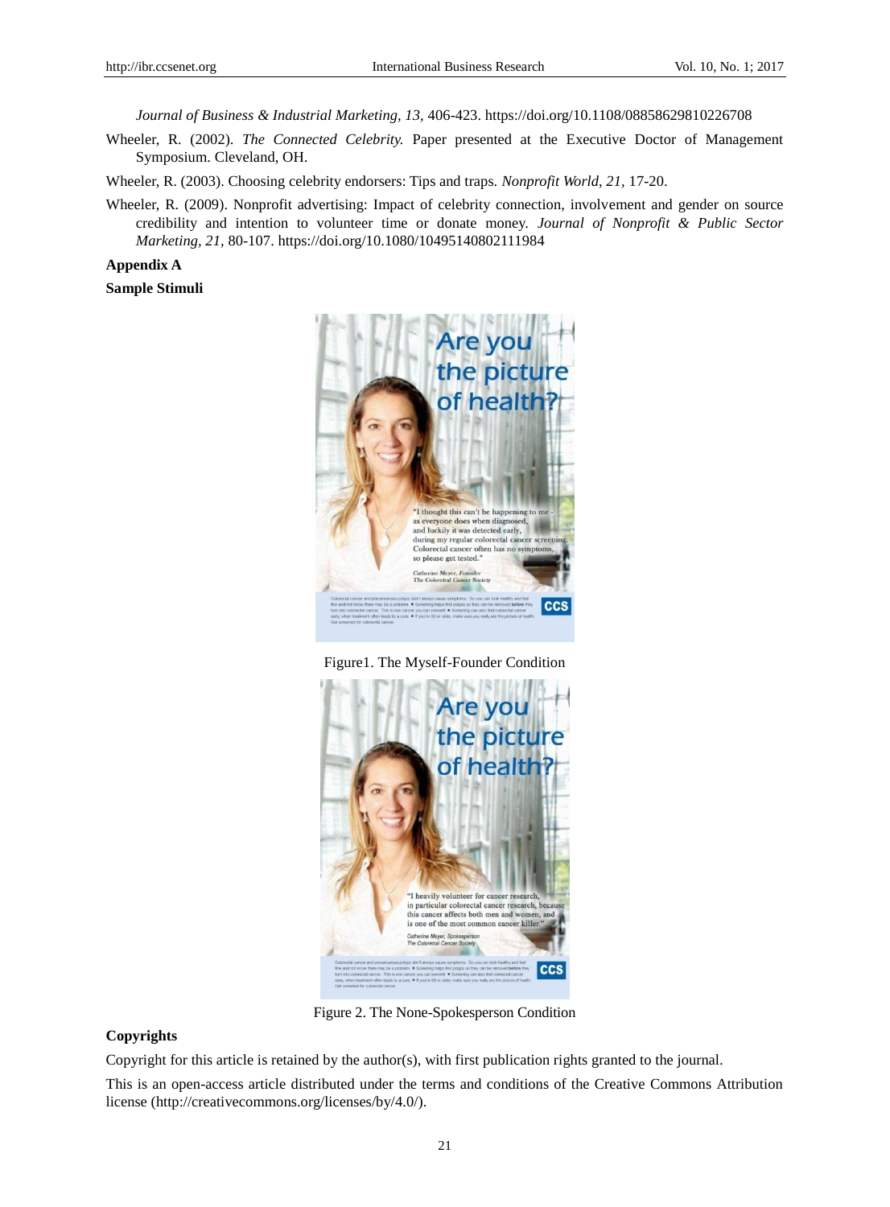*Journal of Business & Industrial Marketing, 13,* 406-423. https://doi.org/10.1108/08858629810226708

Wheeler, R. (2002). *The Connected Celebrity.* Paper presented at the Executive Doctor of Management Symposium. Cleveland, OH.

Wheeler, R. (2003). Choosing celebrity endorsers: Tips and traps. *Nonprofit World, 21,* 17-20.

Wheeler, R. (2009). Nonprofit advertising: Impact of celebrity connection, involvement and gender on source credibility and intention to volunteer time or donate money. *Journal of Nonprofit & Public Sector Marketing, 21,* 80-107. https://doi.org/10.1080/10495140802111984

**Appendix A**

**Sample Stimuli**

Figure1. The Myself-Founder Condition

Figure 2. The None-Spokesperson Condition

**Copyrights**

Copyright for this article is retained by the author(s), with first publication rights granted to the journal.

This is an open-access article distributed under the terms and conditions of the Creative Commons Attribution license (http://creativecommons.org/licenses/by/4.0/).